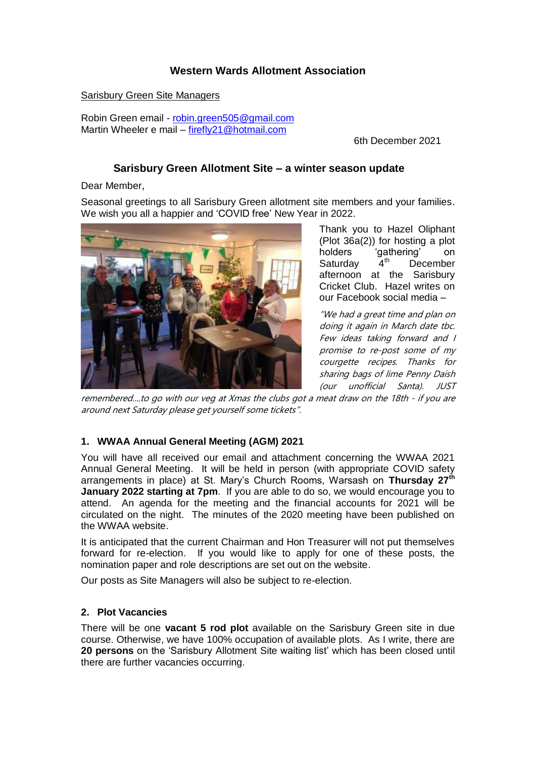## Western Wards Allotment Association

Sarisbury Green Site Managers

Robin Green email - robin.green505@gmail.com
Martin Wheeler e mail – firefly21@hotmail.com

6th December 2021

### Sarisbury Green Allotment Site – a winter season update

Dear Member,

Seasonal greetings to all Sarisbury Green allotment site members and your families. We wish you all a happier and 'COVID free' New Year in 2022.

Thank you to Hazel Oliphant (Plot 36a(2)) for hosting a plot holders 'gathering' on Saturday 4th December afternoon at the Sarisbury Cricket Club. Hazel writes on our Facebook social media –

*"We had a great time and plan on doing it again in March date tbc. Few ideas taking forward and I promise to re-post some of my courgette recipes. Thanks for sharing bags of lime Penny Daish (our unofficial Santa). JUST remembered....to go with our veg at Xmas the clubs got a meat draw on the 18th - if you are around next Saturday please get yourself some tickets".*

#### 1. WWAA Annual General Meeting (AGM) 2021

You will have all received our email and attachment concerning the WWAA 2021 Annual General Meeting. It will be held in person (with appropriate COVID safety arrangements in place) at St. Mary's Church Rooms, Warsash on **Thursday 27th January 2022 starting at 7pm**. If you are able to do so, we would encourage you to attend. An agenda for the meeting and the financial accounts for 2021 will be circulated on the night. The minutes of the 2020 meeting have been published on the WWAA website.

It is anticipated that the current Chairman and Hon Treasurer will not put themselves forward for re-election. If you would like to apply for one of these posts, the nomination paper and role descriptions are set out on the website.

Our posts as Site Managers will also be subject to re-election.

#### 2. Plot Vacancies

There will be one **vacant 5 rod plot** available on the Sarisbury Green site in due course. Otherwise, we have 100% occupation of available plots. As I write, there are **20 persons** on the 'Sarisbury Allotment Site waiting list' which has been closed until there are further vacancies occurring.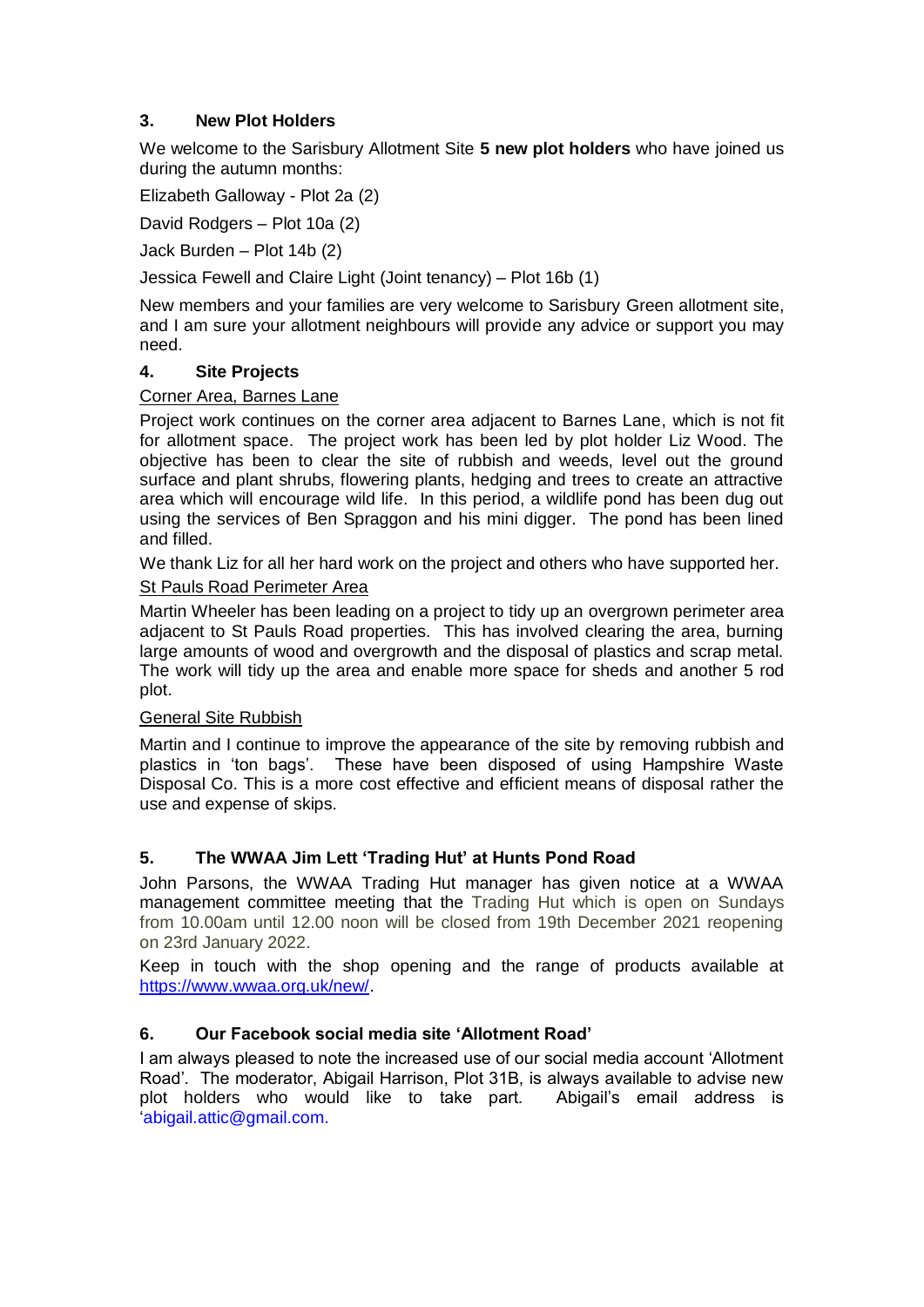## 3. New Plot Holders

We welcome to the Sarisbury Allotment Site **5 new plot holders** who have joined us during the autumn months:

Elizabeth Galloway - Plot 2a (2)

David Rodgers – Plot 10a (2)

Jack Burden – Plot 14b (2)

Jessica Fewell and Claire Light (Joint tenancy) – Plot 16b (1)

New members and your families are very welcome to Sarisbury Green allotment site, and I am sure your allotment neighbours will provide any advice or support you may need.

## 4. Site Projects

Corner Area, Barnes Lane

Project work continues on the corner area adjacent to Barnes Lane, which is not fit for allotment space. The project work has been led by plot holder Liz Wood. The objective has been to clear the site of rubbish and weeds, level out the ground surface and plant shrubs, flowering plants, hedging and trees to create an attractive area which will encourage wild life. In this period, a wildlife pond has been dug out using the services of Ben Spraggon and his mini digger. The pond has been lined and filled.

We thank Liz for all her hard work on the project and others who have supported her.

St Pauls Road Perimeter Area

Martin Wheeler has been leading on a project to tidy up an overgrown perimeter area adjacent to St Pauls Road properties. This has involved clearing the area, burning large amounts of wood and overgrowth and the disposal of plastics and scrap metal. The work will tidy up the area and enable more space for sheds and another 5 rod plot.

General Site Rubbish

Martin and I continue to improve the appearance of the site by removing rubbish and plastics in 'ton bags'. These have been disposed of using Hampshire Waste Disposal Co. This is a more cost effective and efficient means of disposal rather the use and expense of skips.

## 5. The WWAA Jim Lett 'Trading Hut' at Hunts Pond Road

John Parsons, the WWAA Trading Hut manager has given notice at a WWAA management committee meeting that the Trading Hut which is open on Sundays from 10.00am until 12.00 noon will be closed from 19th December 2021 reopening on 23rd January 2022.

Keep in touch with the shop opening and the range of products available at https://www.wwaa.org.uk/new/.

## 6. Our Facebook social media site 'Allotment Road'

I am always pleased to note the increased use of our social media account 'Allotment Road'. The moderator, Abigail Harrison, Plot 31B, is always available to advise new plot holders who would like to take part. Abigail's email address is 'abigail.attic@gmail.com.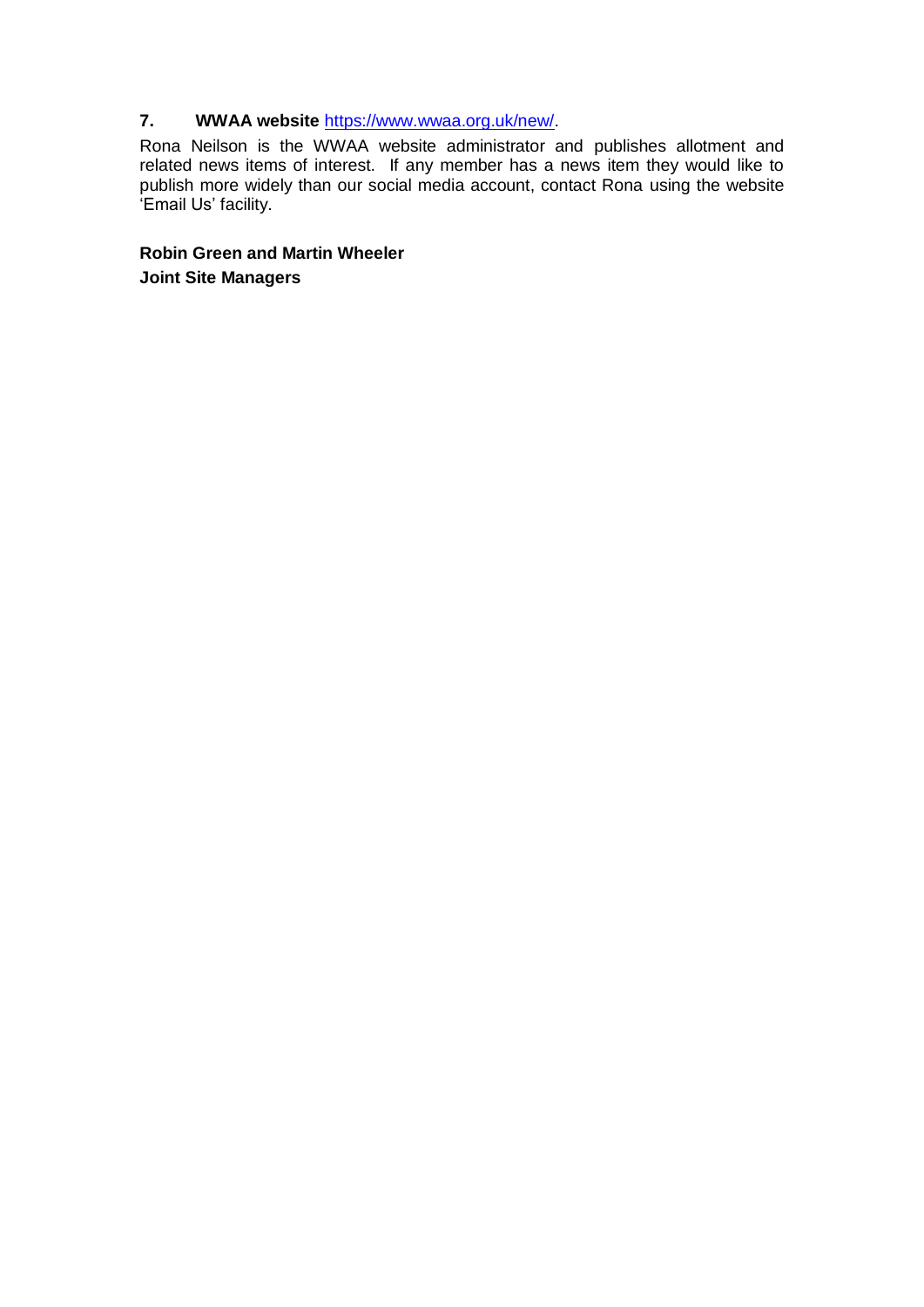**7. WWAA website** [https://www.wwaa.org.uk/new/](https://www.wwaa.org.uk/new/).

Rona Neilson is the WWAA website administrator and publishes allotment and related news items of interest. If any member has a news item they would like to publish more widely than our social media account, contact Rona using the website 'Email Us' facility.

**Robin Green and Martin Wheeler**
**Joint Site Managers**